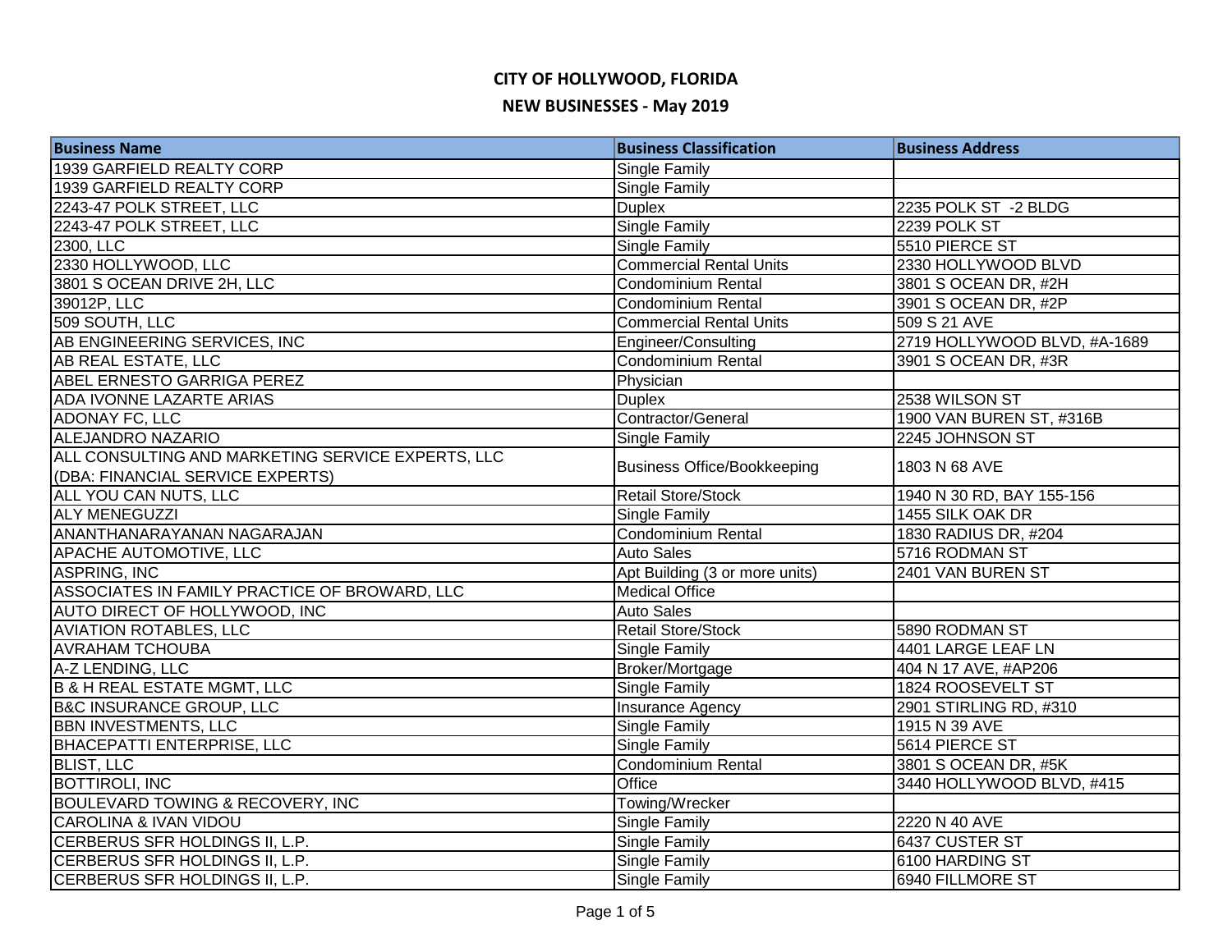# CITY OF HOLLYWOOD, FLORIDA

## NEW BUSINESSES - May 2019

| Business Name | Business Classification | Business Address |
|---|---|---|
| 1939 GARFIELD REALTY CORP | Single Family | |
| 1939 GARFIELD REALTY CORP | Single Family | |
| 2243-47 POLK STREET, LLC | Duplex | 2235 POLK ST -2 BLDG |
| 2243-47 POLK STREET, LLC | Single Family | 2239 POLK ST |
| 2300, LLC | Single Family | 5510 PIERCE ST |
| 2330 HOLLYWOOD, LLC | Commercial Rental Units | 2330 HOLLYWOOD BLVD |
| 3801 S OCEAN DRIVE 2H, LLC | Condominium Rental | 3801 S OCEAN DR, #2H |
| 39012P, LLC | Condominium Rental | 3901 S OCEAN DR, #2P |
| 509 SOUTH, LLC | Commercial Rental Units | 509 S 21 AVE |
| AB ENGINEERING SERVICES, INC | Engineer/Consulting | 2719 HOLLYWOOD BLVD, #A-1689 |
| AB REAL ESTATE, LLC | Condominium Rental | 3901 S OCEAN DR, #3R |
| ABEL ERNESTO GARRIGA PEREZ | Physician | |
| ADA IVONNE LAZARTE ARIAS | Duplex | 2538 WILSON ST |
| ADONAY FC, LLC | Contractor/General | 1900 VAN BUREN ST, #316B |
| ALEJANDRO NAZARIO | Single Family | 2245 JOHNSON ST |
| ALL CONSULTING AND MARKETING SERVICE EXPERTS, LLC (DBA: FINANCIAL SERVICE EXPERTS) | Business Office/Bookkeeping | 1803 N 68 AVE |
| ALL YOU CAN NUTS, LLC | Retail Store/Stock | 1940 N 30 RD, BAY 155-156 |
| ALY MENEGUZZI | Single Family | 1455 SILK OAK DR |
| ANANTHANARAYANAN NAGARAJAN | Condominium Rental | 1830 RADIUS DR, #204 |
| APACHE AUTOMOTIVE, LLC | Auto Sales | 5716 RODMAN ST |
| ASPRING, INC | Apt Building (3 or more units) | 2401 VAN BUREN ST |
| ASSOCIATES IN FAMILY PRACTICE OF BROWARD, LLC | Medical Office | |
| AUTO DIRECT OF HOLLYWOOD, INC | Auto Sales | |
| AVIATION ROTABLES, LLC | Retail Store/Stock | 5890 RODMAN ST |
| AVRAHAM TCHOUBA | Single Family | 4401 LARGE LEAF LN |
| A-Z LENDING, LLC | Broker/Mortgage | 404 N 17 AVE, #AP206 |
| B & H REAL ESTATE MGMT, LLC | Single Family | 1824 ROOSEVELT ST |
| B&C INSURANCE GROUP, LLC | Insurance Agency | 2901 STIRLING RD, #310 |
| BBN INVESTMENTS, LLC | Single Family | 1915 N 39 AVE |
| BHACEPATTI ENTERPRISE, LLC | Single Family | 5614 PIERCE ST |
| BLIST, LLC | Condominium Rental | 3801 S OCEAN DR, #5K |
| BOTTIROLI, INC | Office | 3440 HOLLYWOOD BLVD, #415 |
| BOULEVARD TOWING & RECOVERY, INC | Towing/Wrecker | |
| CAROLINA & IVAN VIDOU | Single Family | 2220 N 40 AVE |
| CERBERUS SFR HOLDINGS II, L.P. | Single Family | 6437 CUSTER ST |
| CERBERUS SFR HOLDINGS II, L.P. | Single Family | 6100 HARDING ST |
| CERBERUS SFR HOLDINGS II, L.P. | Single Family | 6940 FILLMORE ST |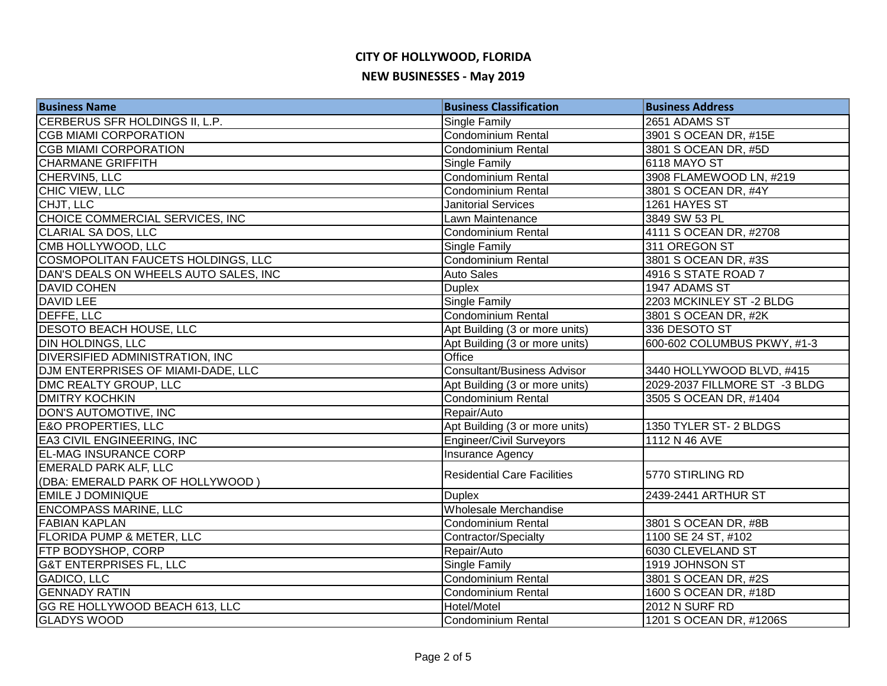# CITY OF HOLLYWOOD, FLORIDA

## NEW BUSINESSES - May 2019

| Business Name | Business Classification | Business Address |
|---|---|---|
| CERBERUS SFR HOLDINGS II, L.P. | Single Family | 2651 ADAMS ST |
| CGB MIAMI CORPORATION | Condominium Rental | 3901 S OCEAN DR, #15E |
| CGB MIAMI CORPORATION | Condominium Rental | 3801 S OCEAN DR, #5D |
| CHARMANE GRIFFITH | Single Family | 6118 MAYO ST |
| CHERVIN5, LLC | Condominium Rental | 3908 FLAMEWOOD LN, #219 |
| CHIC VIEW, LLC | Condominium Rental | 3801 S OCEAN DR, #4Y |
| CHJT, LLC | Janitorial Services | 1261 HAYES ST |
| CHOICE COMMERCIAL SERVICES, INC | Lawn Maintenance | 3849 SW 53 PL |
| CLARIAL SA DOS, LLC | Condominium Rental | 4111 S OCEAN DR, #2708 |
| CMB HOLLYWOOD, LLC | Single Family | 311 OREGON ST |
| COSMOPOLITAN FAUCETS HOLDINGS, LLC | Condominium Rental | 3801 S OCEAN DR, #3S |
| DAN'S DEALS ON WHEELS AUTO SALES, INC | Auto Sales | 4916 S STATE ROAD 7 |
| DAVID COHEN | Duplex | 1947 ADAMS ST |
| DAVID LEE | Single Family | 2203 MCKINLEY ST -2 BLDG |
| DEFFE, LLC | Condominium Rental | 3801 S OCEAN DR, #2K |
| DESOTO BEACH HOUSE, LLC | Apt Building (3 or more units) | 336 DESOTO ST |
| DIN HOLDINGS, LLC | Apt Building (3 or more units) | 600-602 COLUMBUS PKWY, #1-3 |
| DIVERSIFIED ADMINISTRATION, INC | Office | |
| DJM ENTERPRISES OF MIAMI-DADE, LLC | Consultant/Business Advisor | 3440 HOLLYWOOD BLVD, #415 |
| DMC REALTY GROUP, LLC | Apt Building (3 or more units) | 2029-2037 FILLMORE ST -3 BLDG |
| DMITRY KOCHKIN | Condominium Rental | 3505 S OCEAN DR, #1404 |
| DON'S AUTOMOTIVE, INC | Repair/Auto | |
| E&O PROPERTIES, LLC | Apt Building (3 or more units) | 1350 TYLER ST- 2 BLDGS |
| EA3 CIVIL ENGINEERING, INC | Engineer/Civil Surveyors | 1112 N 46 AVE |
| EL-MAG INSURANCE CORP | Insurance Agency | |
| EMERALD PARK ALF, LLC (DBA: EMERALD PARK OF HOLLYWOOD ) | Residential Care Facilities | 5770 STIRLING RD |
| EMILE J DOMINIQUE | Duplex | 2439-2441 ARTHUR ST |
| ENCOMPASS MARINE, LLC | Wholesale Merchandise | |
| FABIAN KAPLAN | Condominium Rental | 3801 S OCEAN DR, #8B |
| FLORIDA PUMP & METER, LLC | Contractor/Specialty | 1100 SE 24 ST, #102 |
| FTP BODYSHOP, CORP | Repair/Auto | 6030 CLEVELAND ST |
| G&T ENTERPRISES FL, LLC | Single Family | 1919 JOHNSON ST |
| GADICO, LLC | Condominium Rental | 3801 S OCEAN DR, #2S |
| GENNADY RATIN | Condominium Rental | 1600 S OCEAN DR, #18D |
| GG RE HOLLYWOOD BEACH 613, LLC | Hotel/Motel | 2012 N SURF RD |
| GLADYS WOOD | Condominium Rental | 1201 S OCEAN DR, #1206S |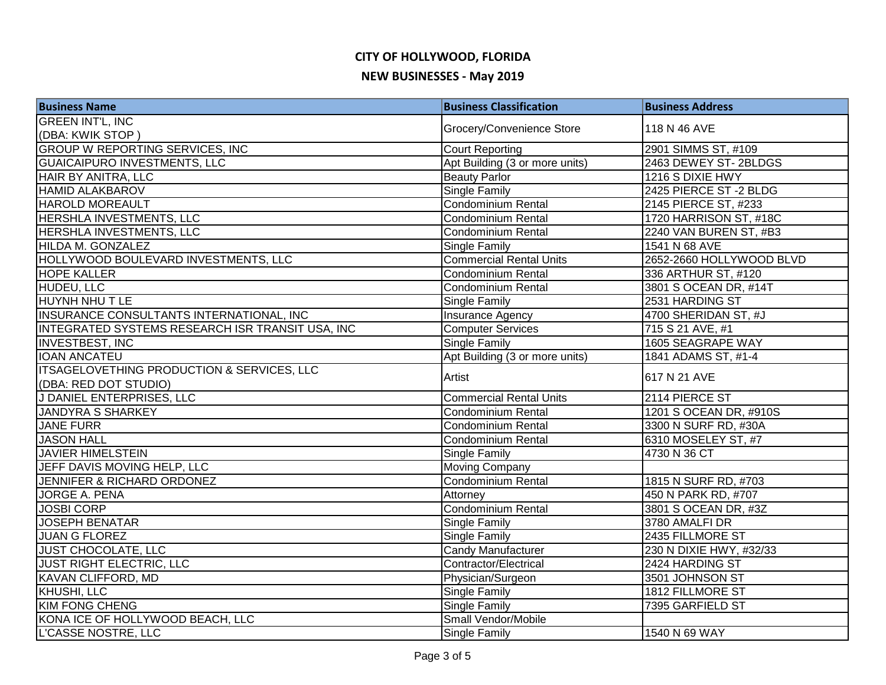# CITY OF HOLLYWOOD, FLORIDA

## NEW BUSINESSES - May 2019

| Business Name | Business Classification | Business Address |
|---|---|---|
| GREEN INT'L, INC (DBA: KWIK STOP ) | Grocery/Convenience Store | 118 N 46 AVE |
| GROUP W REPORTING SERVICES, INC | Court Reporting | 2901 SIMMS ST, #109 |
| GUAICAIPURO INVESTMENTS, LLC | Apt Building (3 or more units) | 2463 DEWEY ST- 2BLDGS |
| HAIR BY ANITRA, LLC | Beauty Parlor | 1216 S DIXIE HWY |
| HAMID ALAKBAROV | Single Family | 2425 PIERCE ST -2 BLDG |
| HAROLD MOREAULT | Condominium Rental | 2145 PIERCE ST, #233 |
| HERSHLA INVESTMENTS, LLC | Condominium Rental | 1720 HARRISON ST, #18C |
| HERSHLA INVESTMENTS, LLC | Condominium Rental | 2240 VAN BUREN ST, #B3 |
| HILDA M. GONZALEZ | Single Family | 1541 N 68 AVE |
| HOLLYWOOD BOULEVARD INVESTMENTS, LLC | Commercial Rental Units | 2652-2660 HOLLYWOOD BLVD |
| HOPE KALLER | Condominium Rental | 336 ARTHUR ST, #120 |
| HUDEU, LLC | Condominium Rental | 3801 S OCEAN DR, #14T |
| HUYNH NHU T LE | Single Family | 2531 HARDING ST |
| INSURANCE CONSULTANTS INTERNATIONAL, INC | Insurance Agency | 4700 SHERIDAN ST, #J |
| INTEGRATED SYSTEMS RESEARCH ISR TRANSIT USA, INC | Computer Services | 715 S 21 AVE, #1 |
| INVESTBEST, INC | Single Family | 1605 SEAGRAPE WAY |
| IOAN ANCATEU | Apt Building (3 or more units) | 1841 ADAMS ST, #1-4 |
| ITSAGELOVETHING PRODUCTION & SERVICES, LLC (DBA: RED DOT STUDIO) | Artist | 617 N 21 AVE |
| J DANIEL ENTERPRISES, LLC | Commercial Rental Units | 2114 PIERCE ST |
| JANDYRA S SHARKEY | Condominium Rental | 1201 S OCEAN DR, #910S |
| JANE FURR | Condominium Rental | 3300 N SURF RD, #30A |
| JASON HALL | Condominium Rental | 6310 MOSELEY ST, #7 |
| JAVIER HIMELSTEIN | Single Family | 4730 N 36 CT |
| JEFF DAVIS MOVING HELP, LLC | Moving Company | |
| JENNIFER & RICHARD ORDONEZ | Condominium Rental | 1815 N SURF RD, #703 |
| JORGE A. PENA | Attorney | 450 N PARK RD, #707 |
| JOSBI CORP | Condominium Rental | 3801 S OCEAN DR, #3Z |
| JOSEPH BENATAR | Single Family | 3780 AMALFI DR |
| JUAN G FLOREZ | Single Family | 2435 FILLMORE ST |
| JUST CHOCOLATE, LLC | Candy Manufacturer | 230 N DIXIE HWY, #32/33 |
| JUST RIGHT ELECTRIC, LLC | Contractor/Electrical | 2424 HARDING ST |
| KAVAN CLIFFORD, MD | Physician/Surgeon | 3501 JOHNSON ST |
| KHUSHI, LLC | Single Family | 1812 FILLMORE ST |
| KIM FONG CHENG | Single Family | 7395 GARFIELD ST |
| KONA ICE OF HOLLYWOOD BEACH, LLC | Small Vendor/Mobile | |
| L'CASSE NOSTRE, LLC | Single Family | 1540 N 69 WAY |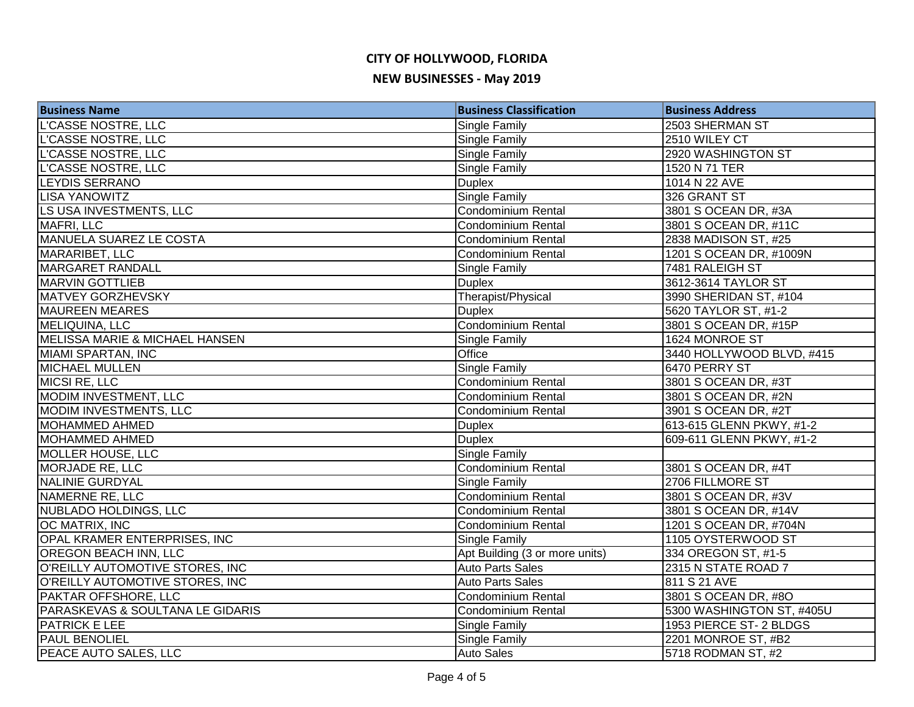# CITY OF HOLLYWOOD, FLORIDA

## NEW BUSINESSES - May 2019

| Business Name | Business Classification | Business Address |
|---|---|---|
| L'CASSE NOSTRE, LLC | Single Family | 2503 SHERMAN ST |
| L'CASSE NOSTRE, LLC | Single Family | 2510 WILEY CT |
| L'CASSE NOSTRE, LLC | Single Family | 2920 WASHINGTON ST |
| L'CASSE NOSTRE, LLC | Single Family | 1520 N 71 TER |
| LEYDIS SERRANO | Duplex | 1014 N 22 AVE |
| LISA YANOWITZ | Single Family | 326 GRANT ST |
| LS USA INVESTMENTS, LLC | Condominium Rental | 3801 S OCEAN DR, #3A |
| MAFRI, LLC | Condominium Rental | 3801 S OCEAN DR, #11C |
| MANUELA SUAREZ LE COSTA | Condominium Rental | 2838 MADISON ST, #25 |
| MARARIBET, LLC | Condominium Rental | 1201 S OCEAN DR, #1009N |
| MARGARET RANDALL | Single Family | 7481 RALEIGH ST |
| MARVIN GOTTLIEB | Duplex | 3612-3614 TAYLOR ST |
| MATVEY GORZHEVSKY | Therapist/Physical | 3990 SHERIDAN ST, #104 |
| MAUREEN MEARES | Duplex | 5620 TAYLOR ST, #1-2 |
| MELIQUINA, LLC | Condominium Rental | 3801 S OCEAN DR, #15P |
| MELISSA MARIE & MICHAEL HANSEN | Single Family | 1624 MONROE ST |
| MIAMI SPARTAN, INC | Office | 3440 HOLLYWOOD BLVD, #415 |
| MICHAEL MULLEN | Single Family | 6470 PERRY ST |
| MICSI RE, LLC | Condominium Rental | 3801 S OCEAN DR, #3T |
| MODIM INVESTMENT, LLC | Condominium Rental | 3801 S OCEAN DR, #2N |
| MODIM INVESTMENTS, LLC | Condominium Rental | 3901 S OCEAN DR, #2T |
| MOHAMMED AHMED | Duplex | 613-615 GLENN PKWY, #1-2 |
| MOHAMMED AHMED | Duplex | 609-611 GLENN PKWY, #1-2 |
| MOLLER HOUSE, LLC | Single Family | |
| MORJADE RE, LLC | Condominium Rental | 3801 S OCEAN DR, #4T |
| NALINIE GURDYAL | Single Family | 2706 FILLMORE ST |
| NAMERNE RE, LLC | Condominium Rental | 3801 S OCEAN DR, #3V |
| NUBLADO HOLDINGS, LLC | Condominium Rental | 3801 S OCEAN DR, #14V |
| OC MATRIX, INC | Condominium Rental | 1201 S OCEAN DR, #704N |
| OPAL KRAMER ENTERPRISES, INC | Single Family | 1105 OYSTERWOOD ST |
| OREGON BEACH INN, LLC | Apt Building (3 or more units) | 334 OREGON ST, #1-5 |
| O'REILLY AUTOMOTIVE STORES, INC | Auto Parts Sales | 2315 N STATE ROAD 7 |
| O'REILLY AUTOMOTIVE STORES, INC | Auto Parts Sales | 811 S 21 AVE |
| PAKTAR OFFSHORE, LLC | Condominium Rental | 3801 S OCEAN DR, #8O |
| PARASKEVAS & SOULTANA LE GIDARIS | Condominium Rental | 5300 WASHINGTON ST, #405U |
| PATRICK E LEE | Single Family | 1953 PIERCE ST- 2 BLDGS |
| PAUL BENOLIEL | Single Family | 2201 MONROE ST, #B2 |
| PEACE AUTO SALES, LLC | Auto Sales | 5718 RODMAN ST, #2 |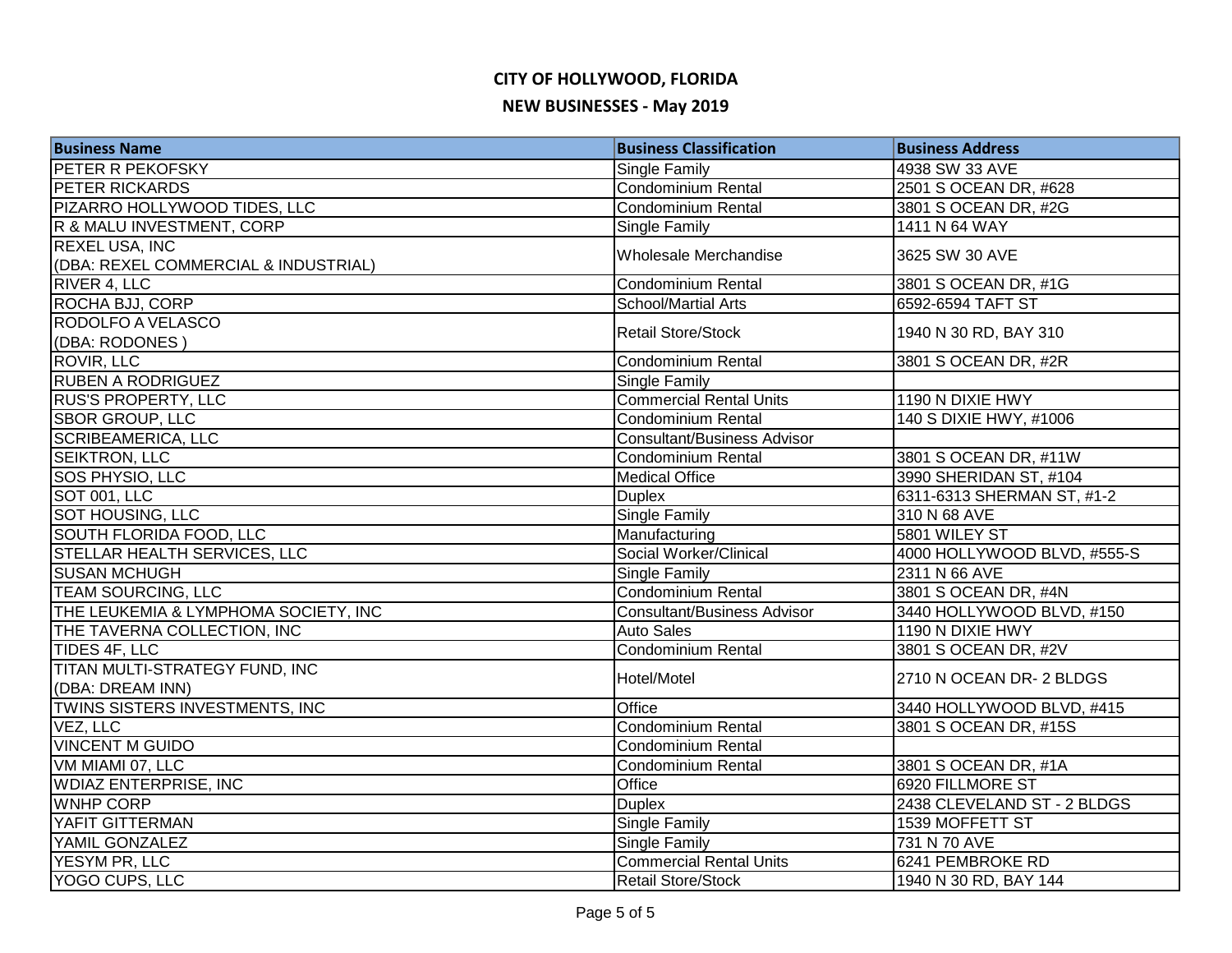# CITY OF HOLLYWOOD, FLORIDA

## NEW BUSINESSES - May 2019

| Business Name | Business Classification | Business Address |
| --- | --- | --- |
| PETER R PEKOFSKY | Single Family | 4938 SW 33 AVE |
| PETER RICKARDS | Condominium Rental | 2501 S OCEAN DR, #628 |
| PIZARRO HOLLYWOOD TIDES, LLC | Condominium Rental | 3801 S OCEAN DR, #2G |
| R & MALU INVESTMENT, CORP | Single Family | 1411 N 64 WAY |
| REXEL USA, INC (DBA: REXEL COMMERCIAL & INDUSTRIAL) | Wholesale Merchandise | 3625 SW 30 AVE |
| RIVER 4, LLC | Condominium Rental | 3801 S OCEAN DR, #1G |
| ROCHA BJJ, CORP | School/Martial Arts | 6592-6594 TAFT ST |
| RODOLFO A VELASCO (DBA: RODONES ) | Retail Store/Stock | 1940 N 30 RD, BAY 310 |
| ROVIR, LLC | Condominium Rental | 3801 S OCEAN DR, #2R |
| RUBEN A RODRIGUEZ | Single Family | |
| RUS'S PROPERTY, LLC | Commercial Rental Units | 1190 N DIXIE HWY |
| SBOR GROUP, LLC | Condominium Rental | 140 S DIXIE HWY, #1006 |
| SCRIBEAMERICA, LLC | Consultant/Business Advisor | |
| SEIKTRON, LLC | Condominium Rental | 3801 S OCEAN DR, #11W |
| SOS PHYSIO, LLC | Medical Office | 3990 SHERIDAN ST, #104 |
| SOT 001, LLC | Duplex | 6311-6313 SHERMAN ST, #1-2 |
| SOT HOUSING, LLC | Single Family | 310 N 68 AVE |
| SOUTH FLORIDA FOOD, LLC | Manufacturing | 5801 WILEY ST |
| STELLAR HEALTH SERVICES, LLC | Social Worker/Clinical | 4000 HOLLYWOOD BLVD, #555-S |
| SUSAN MCHUGH | Single Family | 2311 N 66 AVE |
| TEAM SOURCING, LLC | Condominium Rental | 3801 S OCEAN DR, #4N |
| THE LEUKEMIA & LYMPHOMA SOCIETY, INC | Consultant/Business Advisor | 3440 HOLLYWOOD BLVD, #150 |
| THE TAVERNA COLLECTION, INC | Auto Sales | 1190 N DIXIE HWY |
| TIDES 4F, LLC | Condominium Rental | 3801 S OCEAN DR, #2V |
| TITAN MULTI-STRATEGY FUND, INC (DBA: DREAM INN) | Hotel/Motel | 2710 N OCEAN DR- 2 BLDGS |
| TWINS SISTERS INVESTMENTS, INC | Office | 3440 HOLLYWOOD BLVD, #415 |
| VEZ, LLC | Condominium Rental | 3801 S OCEAN DR, #15S |
| VINCENT M GUIDO | Condominium Rental | |
| VM MIAMI 07, LLC | Condominium Rental | 3801 S OCEAN DR, #1A |
| WDIAZ ENTERPRISE, INC | Office | 6920 FILLMORE ST |
| WNHP CORP | Duplex | 2438 CLEVELAND ST - 2 BLDGS |
| YAFIT GITTERMAN | Single Family | 1539 MOFFETT ST |
| YAMIL GONZALEZ | Single Family | 731 N 70 AVE |
| YESYM PR, LLC | Commercial Rental Units | 6241 PEMBROKE RD |
| YOGO CUPS, LLC | Retail Store/Stock | 1940 N 30 RD, BAY 144 |